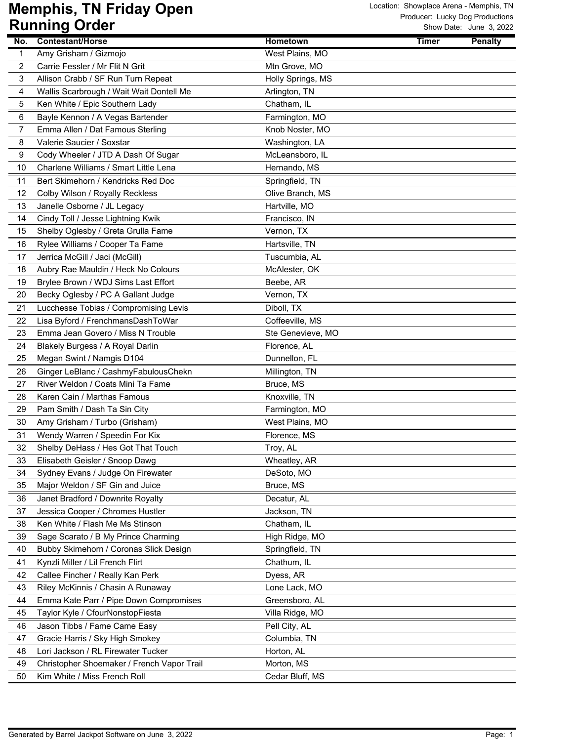# Memphis, TN Friday Open
## Running Order

Location: Showplace Arena - Memphis, TN
Producer: Lucky Dog Productions
Show Date: June 3, 2022

| No. | Contestant/Horse | Hometown | Timer | Penalty |
|---|---|---|---|---|
| 1 | Amy Grisham / Gizmojo | West Plains, MO | | |
| 2 | Carrie Fessler / Mr Flit N Grit | Mtn Grove, MO | | |
| 3 | Allison Crabb / SF Run Turn Repeat | Holly Springs, MS | | |
| 4 | Wallis Scarbrough / Wait Wait Dontell Me | Arlington, TN | | |
| 5 | Ken White / Epic Southern Lady | Chatham, IL | | |
| 6 | Bayle Kennon / A Vegas Bartender | Farmington, MO | | |
| 7 | Emma Allen / Dat Famous Sterling | Knob Noster, MO | | |
| 8 | Valerie Saucier / Soxstar | Washington, LA | | |
| 9 | Cody Wheeler / JTD A Dash Of Sugar | McLeansboro, IL | | |
| 10 | Charlene Williams / Smart Little Lena | Hernando, MS | | |
| 11 | Bert Skimehorn / Kendricks Red Doc | Springfield, TN | | |
| 12 | Colby Wilson / Royally Reckless | Olive Branch, MS | | |
| 13 | Janelle Osborne / JL Legacy | Hartville, MO | | |
| 14 | Cindy Toll / Jesse Lightning Kwik | Francisco, IN | | |
| 15 | Shelby Oglesby / Greta Grulla Fame | Vernon, TX | | |
| 16 | Rylee Williams / Cooper Ta Fame | Hartsville, TN | | |
| 17 | Jerrica McGill / Jaci (McGill) | Tuscumbia, AL | | |
| 18 | Aubry Rae Mauldin / Heck No Colours | McAlester, OK | | |
| 19 | Brylee Brown / WDJ Sims Last Effort | Beebe, AR | | |
| 20 | Becky Oglesby / PC A Gallant Judge | Vernon, TX | | |
| 21 | Lucchesse Tobias / Compromising Levis | Diboll, TX | | |
| 22 | Lisa Byford / FrenchmansDashToWar | Coffeeville, MS | | |
| 23 | Emma Jean Govero / Miss N Trouble | Ste Genevieve, MO | | |
| 24 | Blakely Burgess / A Royal Darlin | Florence, AL | | |
| 25 | Megan Swint / Namgis D104 | Dunnellon, FL | | |
| 26 | Ginger LeBlanc / CashmyFabulousChekn | Millington, TN | | |
| 27 | River Weldon / Coats Mini Ta Fame | Bruce, MS | | |
| 28 | Karen Cain / Marthas Famous | Knoxville, TN | | |
| 29 | Pam Smith / Dash Ta Sin City | Farmington, MO | | |
| 30 | Amy Grisham / Turbo (Grisham) | West Plains, MO | | |
| 31 | Wendy Warren / Speedin For Kix | Florence, MS | | |
| 32 | Shelby DeHass / Hes Got That Touch | Troy, AL | | |
| 33 | Elisabeth Geisler / Snoop Dawg | Wheatley, AR | | |
| 34 | Sydney Evans / Judge On Firewater | DeSoto, MO | | |
| 35 | Major Weldon / SF Gin and Juice | Bruce, MS | | |
| 36 | Janet Bradford / Downrite Royalty | Decatur, AL | | |
| 37 | Jessica Cooper / Chromes Hustler | Jackson, TN | | |
| 38 | Ken White / Flash Me Ms Stinson | Chatham, IL | | |
| 39 | Sage Scarato / B My Prince Charming | High Ridge, MO | | |
| 40 | Bubby Skimehorn / Coronas Slick Design | Springfield, TN | | |
| 41 | Kynzli Miller / Lil French Flirt | Chathum, IL | | |
| 42 | Callee Fincher / Really Kan Perk | Dyess, AR | | |
| 43 | Riley McKinnis / Chasin A Runaway | Lone Lack, MO | | |
| 44 | Emma Kate Parr / Pipe Down Compromises | Greensboro, AL | | |
| 45 | Taylor Kyle / CfourNonstopFiesta | Villa Ridge, MO | | |
| 46 | Jason Tibbs / Fame Came Easy | Pell City, AL | | |
| 47 | Gracie Harris / Sky High Smokey | Columbia, TN | | |
| 48 | Lori Jackson / RL Firewater Tucker | Horton, AL | | |
| 49 | Christopher Shoemaker / French Vapor Trail | Morton, MS | | |
| 50 | Kim White / Miss French Roll | Cedar Bluff, MS | | |

Generated by Barrel Jackpot Software on June 3, 2022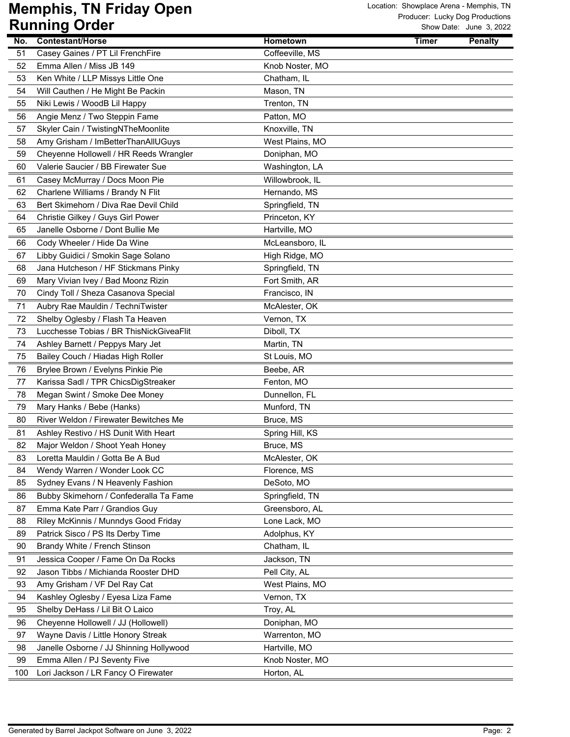# Memphis, TN Friday Open

## Running Order

Location: Showplace Arena - Memphis, TN
Producer: Lucky Dog Productions
Show Date: June 3, 2022

| No. | Contestant/Horse | Hometown | Timer | Penalty |
|---|---|---|---|---|
| 51 | Casey Gaines / PT Lil FrenchFire | Coffeeville, MS | | |
| 52 | Emma Allen / Miss JB 149 | Knob Noster, MO | | |
| 53 | Ken White / LLP Missys Little One | Chatham, IL | | |
| 54 | Will Cauthen / He Might Be Packin | Mason, TN | | |
| 55 | Niki Lewis / WoodB Lil Happy | Trenton, TN | | |
| 56 | Angie Menz / Two Steppin Fame | Patton, MO | | |
| 57 | Skyler Cain / TwistingNTheMoonlite | Knoxville, TN | | |
| 58 | Amy Grisham / ImBetterThanAllUGuys | West Plains, MO | | |
| 59 | Cheyenne Hollowell / HR Reeds Wrangler | Doniphan, MO | | |
| 60 | Valerie Saucier / BB Firewater Sue | Washington, LA | | |
| 61 | Casey McMurray / Docs Moon Pie | Willowbrook, IL | | |
| 62 | Charlene Williams / Brandy N Flit | Hernando, MS | | |
| 63 | Bert Skimehorn / Diva Rae Devil Child | Springfield, TN | | |
| 64 | Christie Gilkey / Guys Girl Power | Princeton, KY | | |
| 65 | Janelle Osborne / Dont Bullie Me | Hartville, MO | | |
| 66 | Cody Wheeler / Hide Da Wine | McLeansboro, IL | | |
| 67 | Libby Guidici / Smokin Sage Solano | High Ridge, MO | | |
| 68 | Jana Hutcheson / HF Stickmans Pinky | Springfield, TN | | |
| 69 | Mary Vivian Ivey / Bad Moonz Rizin | Fort Smith, AR | | |
| 70 | Cindy Toll / Sheza Casanova Special | Francisco, IN | | |
| 71 | Aubry Rae Mauldin / TechniTwister | McAlester, OK | | |
| 72 | Shelby Oglesby / Flash Ta Heaven | Vernon, TX | | |
| 73 | Lucchesse Tobias / BR ThisNickGiveaFlit | Diboll, TX | | |
| 74 | Ashley Barnett / Peppys Mary Jet | Martin, TN | | |
| 75 | Bailey Couch / Hiadas High Roller | St Louis, MO | | |
| 76 | Brylee Brown / Evelyns Pinkie Pie | Beebe, AR | | |
| 77 | Karissa Sadl / TPR ChicsDigStreaker | Fenton, MO | | |
| 78 | Megan Swint / Smoke Dee Money | Dunnellon, FL | | |
| 79 | Mary Hanks / Bebe (Hanks) | Munford, TN | | |
| 80 | River Weldon / Firewater Bewitches Me | Bruce, MS | | |
| 81 | Ashley Restivo / HS Dunit With Heart | Spring Hill, KS | | |
| 82 | Major Weldon / Shoot Yeah Honey | Bruce, MS | | |
| 83 | Loretta Mauldin / Gotta Be A Bud | McAlester, OK | | |
| 84 | Wendy Warren / Wonder Look CC | Florence, MS | | |
| 85 | Sydney Evans / N Heavenly Fashion | DeSoto, MO | | |
| 86 | Bubby Skimehorn / Confederalla Ta Fame | Springfield, TN | | |
| 87 | Emma Kate Parr / Grandios Guy | Greensboro, AL | | |
| 88 | Riley McKinnis / Munndys Good Friday | Lone Lack, MO | | |
| 89 | Patrick Sisco / PS Its Derby Time | Adolphus, KY | | |
| 90 | Brandy White / French Stinson | Chatham, IL | | |
| 91 | Jessica Cooper / Fame On Da Rocks | Jackson, TN | | |
| 92 | Jason Tibbs / Michianda Rooster DHD | Pell City, AL | | |
| 93 | Amy Grisham / VF Del Ray Cat | West Plains, MO | | |
| 94 | Kashley Oglesby / Eyesa Liza Fame | Vernon, TX | | |
| 95 | Shelby DeHass / Lil Bit O Laico | Troy, AL | | |
| 96 | Cheyenne Hollowell / JJ (Hollowell) | Doniphan, MO | | |
| 97 | Wayne Davis / Little Honory Streak | Warrenton, MO | | |
| 98 | Janelle Osborne / JJ Shinning Hollywood | Hartville, MO | | |
| 99 | Emma Allen / PJ Seventy Five | Knob Noster, MO | | |
| 100 | Lori Jackson / LR Fancy O Firewater | Horton, AL | | |

Generated by Barrel Jackpot Software on June 3, 2022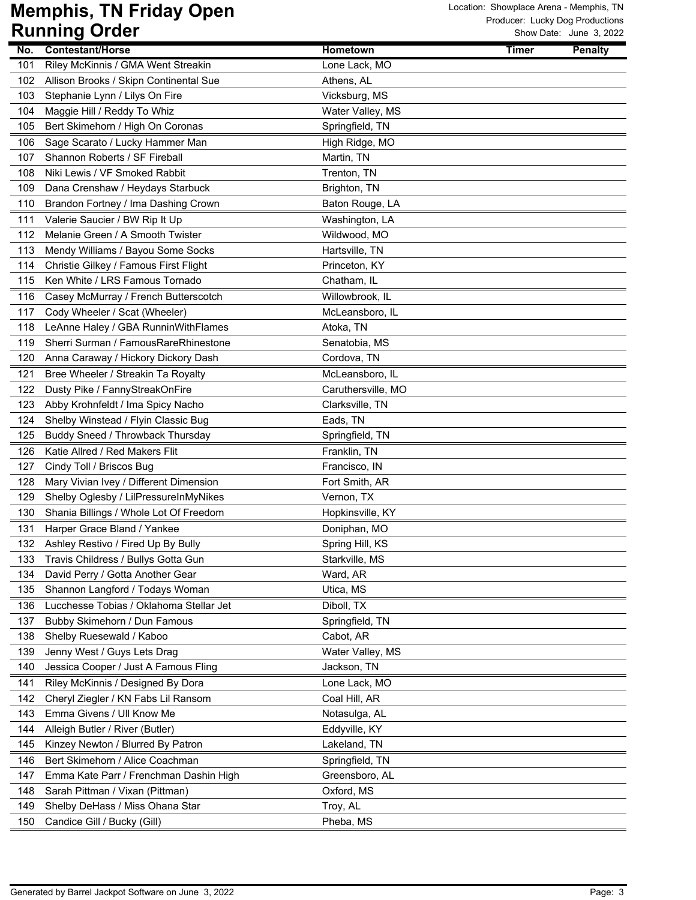# Memphis, TN Friday Open
## Running Order

Location: Showplace Arena - Memphis, TN
Producer: Lucky Dog Productions
Show Date: June 3, 2022

| No. | Contestant/Horse | Hometown | Timer | Penalty |
|---|---|---|---|---|
| 101 | Riley McKinnis / GMA Went Streakin | Lone Lack, MO | | |
| 102 | Allison Brooks / Skipn Continental Sue | Athens, AL | | |
| 103 | Stephanie Lynn / Lilys On Fire | Vicksburg, MS | | |
| 104 | Maggie Hill / Reddy To Whiz | Water Valley, MS | | |
| 105 | Bert Skimehorn / High On Coronas | Springfield, TN | | |
| 106 | Sage Scarato / Lucky Hammer Man | High Ridge, MO | | |
| 107 | Shannon Roberts / SF Fireball | Martin, TN | | |
| 108 | Niki Lewis / VF Smoked Rabbit | Trenton, TN | | |
| 109 | Dana Crenshaw / Heydays Starbuck | Brighton, TN | | |
| 110 | Brandon Fortney / Ima Dashing Crown | Baton Rouge, LA | | |
| 111 | Valerie Saucier / BW Rip It Up | Washington, LA | | |
| 112 | Melanie Green / A Smooth Twister | Wildwood, MO | | |
| 113 | Mendy Williams / Bayou Some Socks | Hartsville, TN | | |
| 114 | Christie Gilkey / Famous First Flight | Princeton, KY | | |
| 115 | Ken White / LRS Famous Tornado | Chatham, IL | | |
| 116 | Casey McMurray / French Butterscotch | Willowbrook, IL | | |
| 117 | Cody Wheeler / Scat (Wheeler) | McLeansboro, IL | | |
| 118 | LeAnne Haley / GBA RunninWithFlames | Atoka, TN | | |
| 119 | Sherri Surman / FamousRareRhinestone | Senatobia, MS | | |
| 120 | Anna Caraway / Hickory Dickory Dash | Cordova, TN | | |
| 121 | Bree Wheeler / Streakin Ta Royalty | McLeansboro, IL | | |
| 122 | Dusty Pike / FannyStreakOnFire | Caruthersville, MO | | |
| 123 | Abby Krohnfeldt / Ima Spicy Nacho | Clarksville, TN | | |
| 124 | Shelby Winstead / Flyin Classic Bug | Eads, TN | | |
| 125 | Buddy Sneed / Throwback Thursday | Springfield, TN | | |
| 126 | Katie Allred / Red Makers Flit | Franklin, TN | | |
| 127 | Cindy Toll / Briscos Bug | Francisco, IN | | |
| 128 | Mary Vivian Ivey / Different Dimension | Fort Smith, AR | | |
| 129 | Shelby Oglesby / LilPressureInMyNikes | Vernon, TX | | |
| 130 | Shania Billings / Whole Lot Of Freedom | Hopkinsville, KY | | |
| 131 | Harper Grace Bland / Yankee | Doniphan, MO | | |
| 132 | Ashley Restivo / Fired Up By Bully | Spring Hill, KS | | |
| 133 | Travis Childress / Bullys Gotta Gun | Starkville, MS | | |
| 134 | David Perry / Gotta Another Gear | Ward, AR | | |
| 135 | Shannon Langford / Todays Woman | Utica, MS | | |
| 136 | Lucchesse Tobias / Oklahoma Stellar Jet | Diboll, TX | | |
| 137 | Bubby Skimehorn / Dun Famous | Springfield, TN | | |
| 138 | Shelby Ruesewald / Kaboo | Cabot, AR | | |
| 139 | Jenny West / Guys Lets Drag | Water Valley, MS | | |
| 140 | Jessica Cooper / Just A Famous Fling | Jackson, TN | | |
| 141 | Riley McKinnis / Designed By Dora | Lone Lack, MO | | |
| 142 | Cheryl Ziegler / KN Fabs Lil Ransom | Coal Hill, AR | | |
| 143 | Emma Givens / Ull Know Me | Notasulga, AL | | |
| 144 | Alleigh Butler / River (Butler) | Eddyville, KY | | |
| 145 | Kinzey Newton / Blurred By Patron | Lakeland, TN | | |
| 146 | Bert Skimehorn / Alice Coachman | Springfield, TN | | |
| 147 | Emma Kate Parr / Frenchman Dashin High | Greensboro, AL | | |
| 148 | Sarah Pittman / Vixan (Pittman) | Oxford, MS | | |
| 149 | Shelby DeHass / Miss Ohana Star | Troy, AL | | |
| 150 | Candice Gill / Bucky (Gill) | Pheba, MS | | |

Generated by Barrel Jackpot Software on June 3, 2022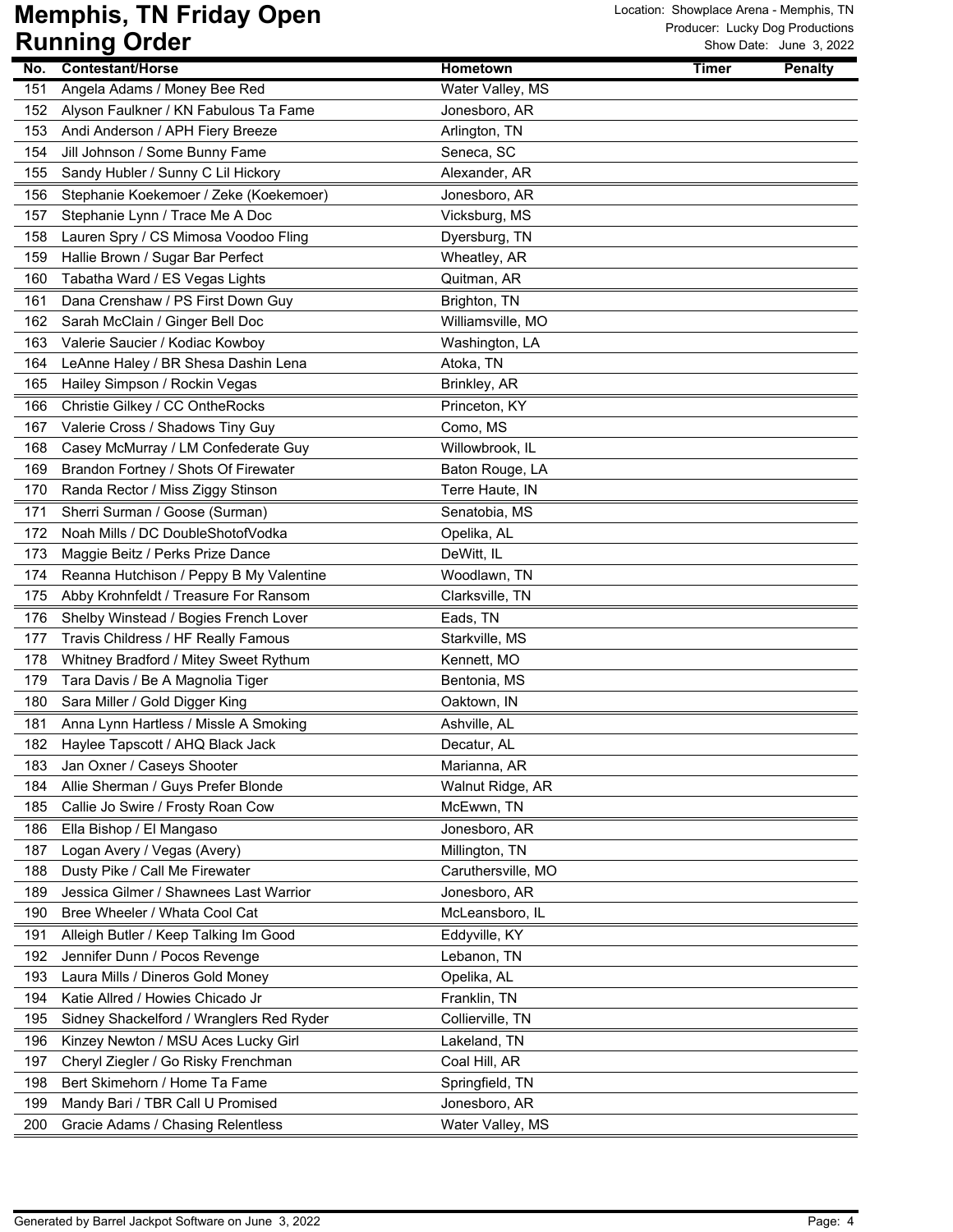# Memphis, TN Friday Open
# Running Order

Location: Showplace Arena - Memphis, TN
Producer: Lucky Dog Productions
Show Date: June 3, 2022

| No. | Contestant/Horse | Hometown | Timer | Penalty |
|---|---|---|---|---|
| 151 | Angela Adams / Money Bee Red | Water Valley, MS | | |
| 152 | Alyson Faulkner / KN Fabulous Ta Fame | Jonesboro, AR | | |
| 153 | Andi Anderson / APH Fiery Breeze | Arlington, TN | | |
| 154 | Jill Johnson / Some Bunny Fame | Seneca, SC | | |
| 155 | Sandy Hubler / Sunny C Lil Hickory | Alexander, AR | | |
| 156 | Stephanie Koekemoer / Zeke (Koekemoer) | Jonesboro, AR | | |
| 157 | Stephanie Lynn / Trace Me A Doc | Vicksburg, MS | | |
| 158 | Lauren Spry / CS Mimosa Voodoo Fling | Dyersburg, TN | | |
| 159 | Hallie Brown / Sugar Bar Perfect | Wheatley, AR | | |
| 160 | Tabatha Ward / ES Vegas Lights | Quitman, AR | | |
| 161 | Dana Crenshaw / PS First Down Guy | Brighton, TN | | |
| 162 | Sarah McClain / Ginger Bell Doc | Williamsville, MO | | |
| 163 | Valerie Saucier / Kodiac Kowboy | Washington, LA | | |
| 164 | LeAnne Haley / BR Shesa Dashin Lena | Atoka, TN | | |
| 165 | Hailey Simpson / Rockin Vegas | Brinkley, AR | | |
| 166 | Christie Gilkey / CC OntheRocks | Princeton, KY | | |
| 167 | Valerie Cross / Shadows Tiny Guy | Como, MS | | |
| 168 | Casey McMurray / LM Confederate Guy | Willowbrook, IL | | |
| 169 | Brandon Fortney / Shots Of Firewater | Baton Rouge, LA | | |
| 170 | Randa Rector / Miss Ziggy Stinson | Terre Haute, IN | | |
| 171 | Sherri Surman / Goose (Surman) | Senatobia, MS | | |
| 172 | Noah Mills / DC DoubleShotofVodka | Opelika, AL | | |
| 173 | Maggie Beitz / Perks Prize Dance | DeWitt, IL | | |
| 174 | Reanna Hutchison / Peppy B My Valentine | Woodlawn, TN | | |
| 175 | Abby Krohnfeldt / Treasure For Ransom | Clarksville, TN | | |
| 176 | Shelby Winstead / Bogies French Lover | Eads, TN | | |
| 177 | Travis Childress / HF Really Famous | Starkville, MS | | |
| 178 | Whitney Bradford / Mitey Sweet Rythum | Kennett, MO | | |
| 179 | Tara Davis / Be A Magnolia Tiger | Bentonia, MS | | |
| 180 | Sara Miller / Gold Digger King | Oaktown, IN | | |
| 181 | Anna Lynn Hartless / Missle A Smoking | Ashville, AL | | |
| 182 | Haylee Tapscott / AHQ Black Jack | Decatur, AL | | |
| 183 | Jan Oxner / Caseys Shooter | Marianna, AR | | |
| 184 | Allie Sherman / Guys Prefer Blonde | Walnut Ridge, AR | | |
| 185 | Callie Jo Swire / Frosty Roan Cow | McEwwn, TN | | |
| 186 | Ella Bishop / El Mangaso | Jonesboro, AR | | |
| 187 | Logan Avery / Vegas (Avery) | Millington, TN | | |
| 188 | Dusty Pike / Call Me Firewater | Caruthersville, MO | | |
| 189 | Jessica Gilmer / Shawnees Last Warrior | Jonesboro, AR | | |
| 190 | Bree Wheeler / Whata Cool Cat | McLeansboro, IL | | |
| 191 | Alleigh Butler / Keep Talking Im Good | Eddyville, KY | | |
| 192 | Jennifer Dunn / Pocos Revenge | Lebanon, TN | | |
| 193 | Laura Mills / Dineros Gold Money | Opelika, AL | | |
| 194 | Katie Allred / Howies Chicado Jr | Franklin, TN | | |
| 195 | Sidney Shackelford / Wranglers Red Ryder | Collierville, TN | | |
| 196 | Kinzey Newton / MSU Aces Lucky Girl | Lakeland, TN | | |
| 197 | Cheryl Ziegler / Go Risky Frenchman | Coal Hill, AR | | |
| 198 | Bert Skimehorn / Home Ta Fame | Springfield, TN | | |
| 199 | Mandy Bari / TBR Call U Promised | Jonesboro, AR | | |
| 200 | Gracie Adams / Chasing Relentless | Water Valley, MS | | |

Generated by Barrel Jackpot Software on June 3, 2022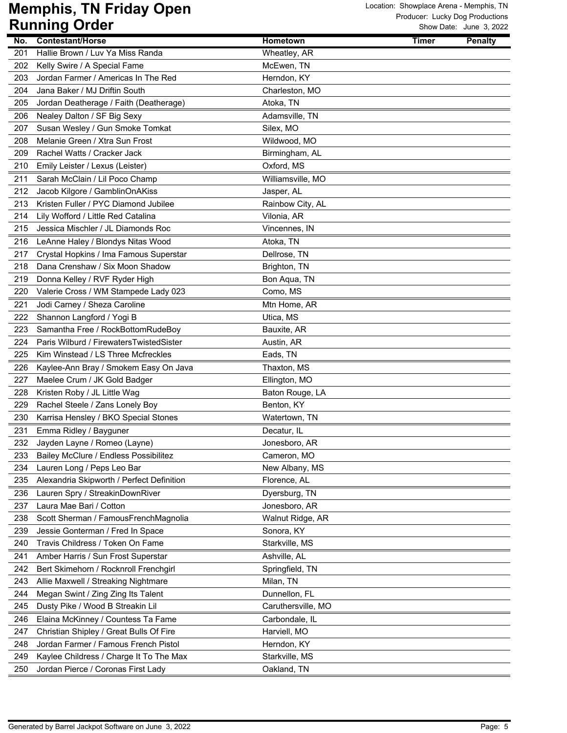# Memphis, TN Friday Open

## Running Order

Location: Showplace Arena - Memphis, TN
Producer: Lucky Dog Productions
Show Date: June 3, 2022

| No. | Contestant/Horse | Hometown | Timer | Penalty |
|---|---|---|---|---|
| 201 | Hallie Brown / Luv Ya Miss Randa | Wheatley, AR | | |
| 202 | Kelly Swire / A Special Fame | McEwen, TN | | |
| 203 | Jordan Farmer / Americas In The Red | Herndon, KY | | |
| 204 | Jana Baker / MJ Driftin South | Charleston, MO | | |
| 205 | Jordan Deatherage / Faith (Deatherage) | Atoka, TN | | |
| 206 | Nealey Dalton / SF Big Sexy | Adamsville, TN | | |
| 207 | Susan Wesley / Gun Smoke Tomkat | Silex, MO | | |
| 208 | Melanie Green / Xtra Sun Frost | Wildwood, MO | | |
| 209 | Rachel Watts / Cracker Jack | Birmingham, AL | | |
| 210 | Emily Leister / Lexus (Leister) | Oxford, MS | | |
| 211 | Sarah McClain / Lil Poco Champ | Williamsville, MO | | |
| 212 | Jacob Kilgore / GamblinOnAKiss | Jasper, AL | | |
| 213 | Kristen Fuller / PYC Diamond Jubilee | Rainbow City, AL | | |
| 214 | Lily Wofford / Little Red Catalina | Vilonia, AR | | |
| 215 | Jessica Mischler / JL Diamonds Roc | Vincennes, IN | | |
| 216 | LeAnne Haley / Blondys Nitas Wood | Atoka, TN | | |
| 217 | Crystal Hopkins / Ima Famous Superstar | Dellrose, TN | | |
| 218 | Dana Crenshaw / Six Moon Shadow | Brighton, TN | | |
| 219 | Donna Kelley / RVF Ryder High | Bon Aqua, TN | | |
| 220 | Valerie Cross / WM Stampede Lady 023 | Como, MS | | |
| 221 | Jodi Carney / Sheza Caroline | Mtn Home, AR | | |
| 222 | Shannon Langford / Yogi B | Utica, MS | | |
| 223 | Samantha Free / RockBottomRudeBoy | Bauxite, AR | | |
| 224 | Paris Wilburd / FirewatersTwistedSister | Austin, AR | | |
| 225 | Kim Winstead / LS Three Mcfreckles | Eads, TN | | |
| 226 | Kaylee-Ann Bray / Smokem Easy On Java | Thaxton, MS | | |
| 227 | Maelee Crum / JK Gold Badger | Ellington, MO | | |
| 228 | Kristen Roby / JL Little Wag | Baton Rouge, LA | | |
| 229 | Rachel Steele / Zans Lonely Boy | Benton, KY | | |
| 230 | Karrisa Hensley / BKO Special Stones | Watertown, TN | | |
| 231 | Emma Ridley / Bayguner | Decatur, IL | | |
| 232 | Jayden Layne / Romeo (Layne) | Jonesboro, AR | | |
| 233 | Bailey McClure / Endless Possibilitez | Cameron, MO | | |
| 234 | Lauren Long / Peps Leo Bar | New Albany, MS | | |
| 235 | Alexandria Skipworth / Perfect Definition | Florence, AL | | |
| 236 | Lauren Spry / StreakinDownRiver | Dyersburg, TN | | |
| 237 | Laura Mae Bari / Cotton | Jonesboro, AR | | |
| 238 | Scott Sherman / FamousFrenchMagnolia | Walnut Ridge, AR | | |
| 239 | Jessie Gonterman / Fred In Space | Sonora, KY | | |
| 240 | Travis Childress / Token On Fame | Starkville, MS | | |
| 241 | Amber Harris / Sun Frost Superstar | Ashville, AL | | |
| 242 | Bert Skimehorn / Rocknroll Frenchgirl | Springfield, TN | | |
| 243 | Allie Maxwell / Streaking Nightmare | Milan, TN | | |
| 244 | Megan Swint / Zing Zing Its Talent | Dunnellon, FL | | |
| 245 | Dusty Pike / Wood B Streakin Lil | Caruthersville, MO | | |
| 246 | Elaina McKinney / Countess Ta Fame | Carbondale, IL | | |
| 247 | Christian Shipley / Great Bulls Of Fire | Harviell, MO | | |
| 248 | Jordan Farmer / Famous French Pistol | Herndon, KY | | |
| 249 | Kaylee Childress / Charge It To The Max | Starkville, MS | | |
| 250 | Jordan Pierce / Coronas First Lady | Oakland, TN | | |

Generated by Barrel Jackpot Software on June 3, 2022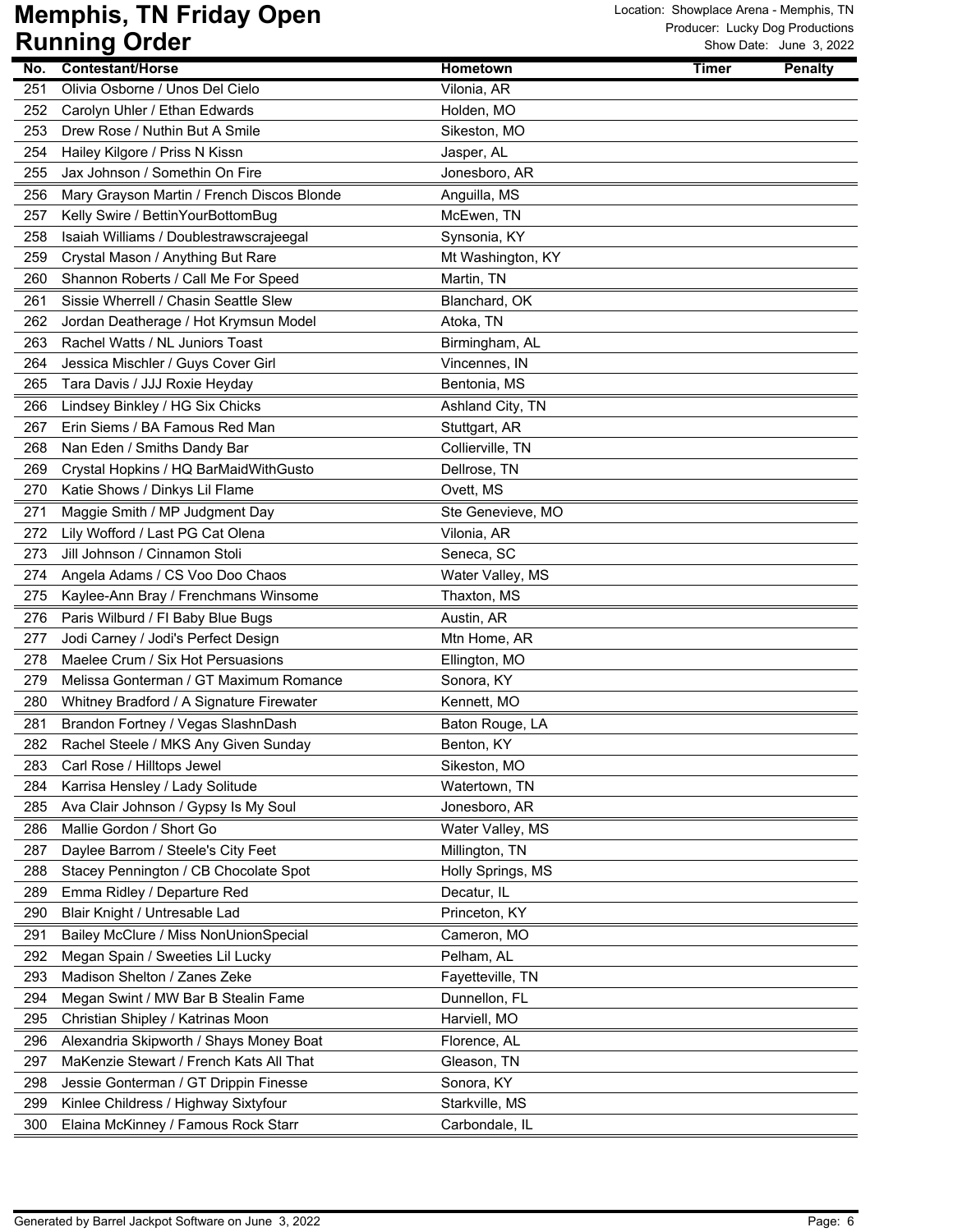# Memphis, TN Friday Open Running Order

Location: Showplace Arena - Memphis, TN
Producer: Lucky Dog Productions
Show Date: June 3, 2022

| No. | Contestant/Horse | Hometown | Timer | Penalty |
|---|---|---|---|---|
| 251 | Olivia Osborne / Unos Del Cielo | Vilonia, AR | | |
| 252 | Carolyn Uhler / Ethan Edwards | Holden, MO | | |
| 253 | Drew Rose / Nuthin But A Smile | Sikeston, MO | | |
| 254 | Hailey Kilgore / Priss N Kissn | Jasper, AL | | |
| 255 | Jax Johnson / Somethin On Fire | Jonesboro, AR | | |
| 256 | Mary Grayson Martin / French Discos Blonde | Anguilla, MS | | |
| 257 | Kelly Swire / BettinYourBottomBug | McEwen, TN | | |
| 258 | Isaiah Williams / Doublestrawscrajeegal | Synsonia, KY | | |
| 259 | Crystal Mason / Anything But Rare | Mt Washington, KY | | |
| 260 | Shannon Roberts / Call Me For Speed | Martin, TN | | |
| 261 | Sissie Wherrell / Chasin Seattle Slew | Blanchard, OK | | |
| 262 | Jordan Deatherage / Hot Krymsun Model | Atoka, TN | | |
| 263 | Rachel Watts / NL Juniors Toast | Birmingham, AL | | |
| 264 | Jessica Mischler / Guys Cover Girl | Vincennes, IN | | |
| 265 | Tara Davis / JJJ Roxie Heyday | Bentonia, MS | | |
| 266 | Lindsey Binkley / HG Six Chicks | Ashland City, TN | | |
| 267 | Erin Siems / BA Famous Red Man | Stuttgart, AR | | |
| 268 | Nan Eden / Smiths Dandy Bar | Collierville, TN | | |
| 269 | Crystal Hopkins / HQ BarMaidWithGusto | Dellrose, TN | | |
| 270 | Katie Shows / Dinkys Lil Flame | Ovett, MS | | |
| 271 | Maggie Smith / MP Judgment Day | Ste Genevieve, MO | | |
| 272 | Lily Wofford / Last PG Cat Olena | Vilonia, AR | | |
| 273 | Jill Johnson / Cinnamon Stoli | Seneca, SC | | |
| 274 | Angela Adams / CS Voo Doo Chaos | Water Valley, MS | | |
| 275 | Kaylee-Ann Bray / Frenchmans Winsome | Thaxton, MS | | |
| 276 | Paris Wilburd / FI Baby Blue Bugs | Austin, AR | | |
| 277 | Jodi Carney / Jodi's Perfect Design | Mtn Home, AR | | |
| 278 | Maelee Crum / Six Hot Persuasions | Ellington, MO | | |
| 279 | Melissa Gonterman / GT Maximum Romance | Sonora, KY | | |
| 280 | Whitney Bradford / A Signature Firewater | Kennett, MO | | |
| 281 | Brandon Fortney / Vegas SlashnDash | Baton Rouge, LA | | |
| 282 | Rachel Steele / MKS Any Given Sunday | Benton, KY | | |
| 283 | Carl Rose / Hilltops Jewel | Sikeston, MO | | |
| 284 | Karrisa Hensley / Lady Solitude | Watertown, TN | | |
| 285 | Ava Clair Johnson / Gypsy Is My Soul | Jonesboro, AR | | |
| 286 | Mallie Gordon / Short Go | Water Valley, MS | | |
| 287 | Daylee Barrom / Steele's City Feet | Millington, TN | | |
| 288 | Stacey Pennington / CB Chocolate Spot | Holly Springs, MS | | |
| 289 | Emma Ridley / Departure Red | Decatur, IL | | |
| 290 | Blair Knight / Untresable Lad | Princeton, KY | | |
| 291 | Bailey McClure / Miss NonUnionSpecial | Cameron, MO | | |
| 292 | Megan Spain / Sweeties Lil Lucky | Pelham, AL | | |
| 293 | Madison Shelton / Zanes Zeke | Fayetteville, TN | | |
| 294 | Megan Swint / MW Bar B Stealin Fame | Dunnellon, FL | | |
| 295 | Christian Shipley / Katrinas Moon | Harviell, MO | | |
| 296 | Alexandria Skipworth / Shays Money Boat | Florence, AL | | |
| 297 | MaKenzie Stewart / French Kats All That | Gleason, TN | | |
| 298 | Jessie Gonterman / GT Drippin Finesse | Sonora, KY | | |
| 299 | Kinlee Childress / Highway Sixtyfour | Starkville, MS | | |
| 300 | Elaina McKinney / Famous Rock Starr | Carbondale, IL | | |

Generated by Barrel Jackpot Software on June 3, 2022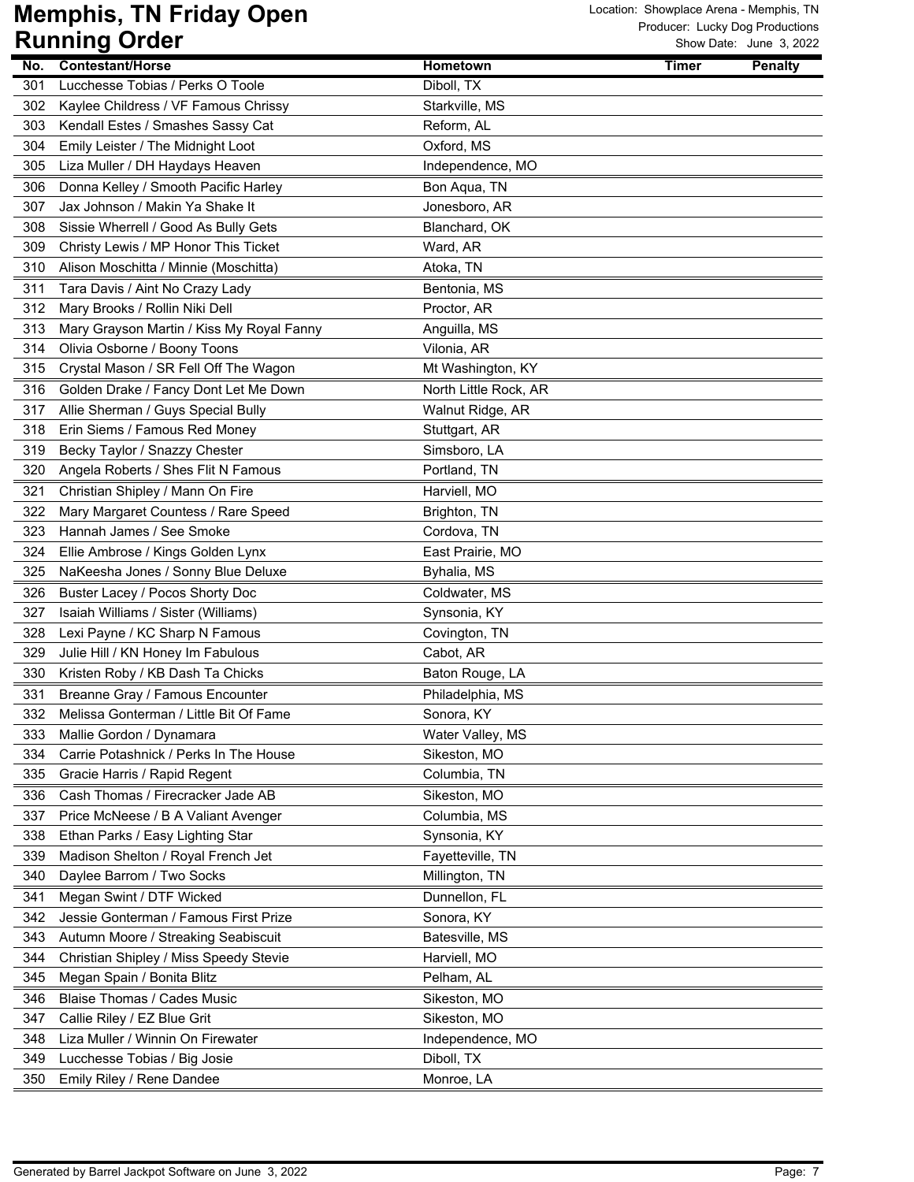# Memphis, TN Friday Open

# Running Order

Location: Showplace Arena - Memphis, TN
Producer: Lucky Dog Productions
Show Date: June 3, 2022

| No. | Contestant/Horse | Hometown | Timer | Penalty |
|---|---|---|---|---|
| 301 | Lucchesse Tobias / Perks O Toole | Diboll, TX | | |
| 302 | Kaylee Childress / VF Famous Chrissy | Starkville, MS | | |
| 303 | Kendall Estes / Smashes Sassy Cat | Reform, AL | | |
| 304 | Emily Leister / The Midnight Loot | Oxford, MS | | |
| 305 | Liza Muller / DH Haydays Heaven | Independence, MO | | |
| 306 | Donna Kelley / Smooth Pacific Harley | Bon Aqua, TN | | |
| 307 | Jax Johnson / Makin Ya Shake It | Jonesboro, AR | | |
| 308 | Sissie Wherrell / Good As Bully Gets | Blanchard, OK | | |
| 309 | Christy Lewis / MP Honor This Ticket | Ward, AR | | |
| 310 | Alison Moschitta / Minnie (Moschitta) | Atoka, TN | | |
| 311 | Tara Davis / Aint No Crazy Lady | Bentonia, MS | | |
| 312 | Mary Brooks / Rollin Niki Dell | Proctor, AR | | |
| 313 | Mary Grayson Martin / Kiss My Royal Fanny | Anguilla, MS | | |
| 314 | Olivia Osborne / Boony Toons | Vilonia, AR | | |
| 315 | Crystal Mason / SR Fell Off The Wagon | Mt Washington, KY | | |
| 316 | Golden Drake / Fancy Dont Let Me Down | North Little Rock, AR | | |
| 317 | Allie Sherman / Guys Special Bully | Walnut Ridge, AR | | |
| 318 | Erin Siems / Famous Red Money | Stuttgart, AR | | |
| 319 | Becky Taylor / Snazzy Chester | Simsboro, LA | | |
| 320 | Angela Roberts / Shes Flit N Famous | Portland, TN | | |
| 321 | Christian Shipley / Mann On Fire | Harviell, MO | | |
| 322 | Mary Margaret Countess / Rare Speed | Brighton, TN | | |
| 323 | Hannah James / See Smoke | Cordova, TN | | |
| 324 | Ellie Ambrose / Kings Golden Lynx | East Prairie, MO | | |
| 325 | NaKeesha Jones / Sonny Blue Deluxe | Byhalia, MS | | |
| 326 | Buster Lacey / Pocos Shorty Doc | Coldwater, MS | | |
| 327 | Isaiah Williams / Sister (Williams) | Synsonia, KY | | |
| 328 | Lexi Payne / KC Sharp N Famous | Covington, TN | | |
| 329 | Julie Hill / KN Honey Im Fabulous | Cabot, AR | | |
| 330 | Kristen Roby / KB Dash Ta Chicks | Baton Rouge, LA | | |
| 331 | Breanne Gray / Famous Encounter | Philadelphia, MS | | |
| 332 | Melissa Gonterman / Little Bit Of Fame | Sonora, KY | | |
| 333 | Mallie Gordon / Dynamara | Water Valley, MS | | |
| 334 | Carrie Potashnick / Perks In The House | Sikeston, MO | | |
| 335 | Gracie Harris / Rapid Regent | Columbia, TN | | |
| 336 | Cash Thomas / Firecracker Jade AB | Sikeston, MO | | |
| 337 | Price McNeese / B A Valiant Avenger | Columbia, MS | | |
| 338 | Ethan Parks / Easy Lighting Star | Synsonia, KY | | |
| 339 | Madison Shelton / Royal French Jet | Fayetteville, TN | | |
| 340 | Daylee Barrom / Two Socks | Millington, TN | | |
| 341 | Megan Swint / DTF Wicked | Dunnellon, FL | | |
| 342 | Jessie Gonterman / Famous First Prize | Sonora, KY | | |
| 343 | Autumn Moore / Streaking Seabiscuit | Batesville, MS | | |
| 344 | Christian Shipley / Miss Speedy Stevie | Harviell, MO | | |
| 345 | Megan Spain / Bonita Blitz | Pelham, AL | | |
| 346 | Blaise Thomas / Cades Music | Sikeston, MO | | |
| 347 | Callie Riley / EZ Blue Grit | Sikeston, MO | | |
| 348 | Liza Muller / Winnin On Firewater | Independence, MO | | |
| 349 | Lucchesse Tobias / Big Josie | Diboll, TX | | |
| 350 | Emily Riley / Rene Dandee | Monroe, LA | | |

Generated by Barrel Jackpot Software on June 3, 2022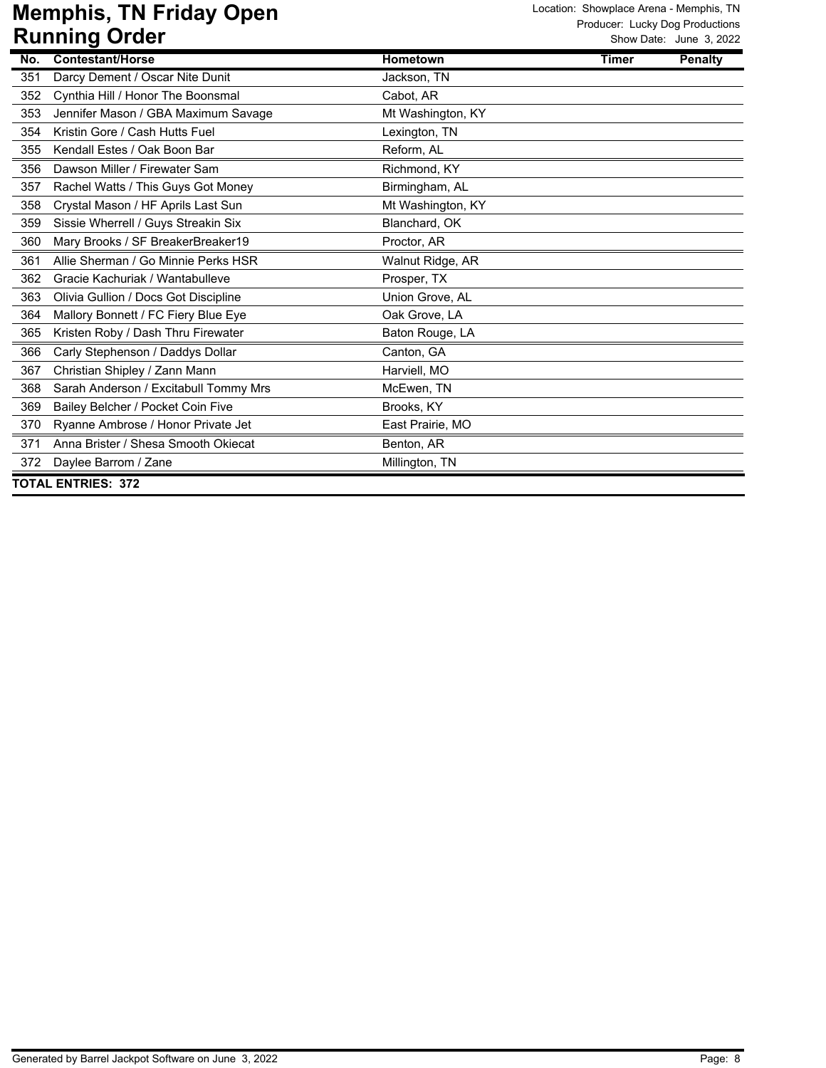# Memphis, TN Friday Open Running Order

Location: Showplace Arena - Memphis, TN
Producer: Lucky Dog Productions
Show Date: June 3, 2022

| No. | Contestant/Horse | Hometown | Timer | Penalty |
|---|---|---|---|---|
| 351 | Darcy Dement / Oscar Nite Dunit | Jackson, TN | | |
| 352 | Cynthia Hill / Honor The Boonsmal | Cabot, AR | | |
| 353 | Jennifer Mason / GBA Maximum Savage | Mt Washington, KY | | |
| 354 | Kristin Gore / Cash Hutts Fuel | Lexington, TN | | |
| 355 | Kendall Estes / Oak Boon Bar | Reform, AL | | |
| 356 | Dawson Miller / Firewater Sam | Richmond, KY | | |
| 357 | Rachel Watts / This Guys Got Money | Birmingham, AL | | |
| 358 | Crystal Mason / HF Aprils Last Sun | Mt Washington, KY | | |
| 359 | Sissie Wherrell / Guys Streakin Six | Blanchard, OK | | |
| 360 | Mary Brooks / SF BreakerBreaker19 | Proctor, AR | | |
| 361 | Allie Sherman / Go Minnie Perks HSR | Walnut Ridge, AR | | |
| 362 | Gracie Kachuriak / Wantabulleve | Prosper, TX | | |
| 363 | Olivia Gullion / Docs Got Discipline | Union Grove, AL | | |
| 364 | Mallory Bonnett / FC Fiery Blue Eye | Oak Grove, LA | | |
| 365 | Kristen Roby / Dash Thru Firewater | Baton Rouge, LA | | |
| 366 | Carly Stephenson / Daddys Dollar | Canton, GA | | |
| 367 | Christian Shipley / Zann Mann | Harviell, MO | | |
| 368 | Sarah Anderson / Excitabull Tommy Mrs | McEwen, TN | | |
| 369 | Bailey Belcher / Pocket Coin Five | Brooks, KY | | |
| 370 | Ryanne Ambrose / Honor Private Jet | East Prairie, MO | | |
| 371 | Anna Brister / Shesa Smooth Okiecat | Benton, AR | | |
| 372 | Daylee Barrom / Zane | Millington, TN | | |

**TOTAL ENTRIES: 372**

Generated by Barrel Jackpot Software on June 3, 2022